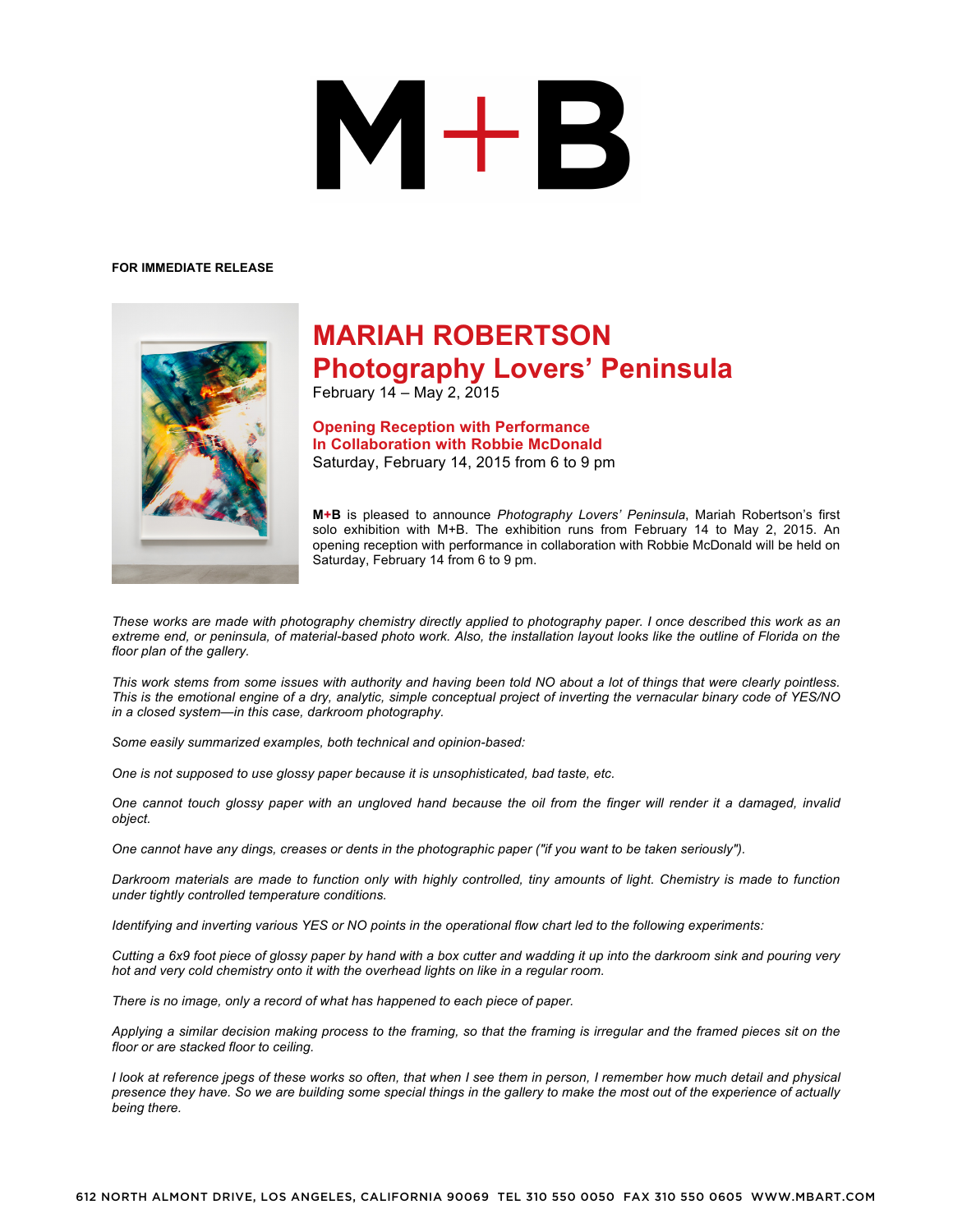# M+B

**FOR IMMEDIATE RELEASE**

# MARIAH ROBERTSON
# Photography Lovers' Peninsula

February 14 – May 2, 2015

**Opening Reception with Performance**
**In Collaboration with Robbie McDonald**
Saturday, February 14, 2015 from 6 to 9 pm

**M+B** is pleased to announce *Photography Lovers' Peninsula*, Mariah Robertson's first solo exhibition with M+B. The exhibition runs from February 14 to May 2, 2015. An opening reception with performance in collaboration with Robbie McDonald will be held on Saturday, February 14 from 6 to 9 pm.

*These works are made with photography chemistry directly applied to photography paper. I once described this work as an extreme end, or peninsula, of material-based photo work. Also, the installation layout looks like the outline of Florida on the floor plan of the gallery.*

*This work stems from some issues with authority and having been told NO about a lot of things that were clearly pointless. This is the emotional engine of a dry, analytic, simple conceptual project of inverting the vernacular binary code of YES/NO in a closed system—in this case, darkroom photography.*

*Some easily summarized examples, both technical and opinion-based:*

*One is not supposed to use glossy paper because it is unsophisticated, bad taste, etc.*

*One cannot touch glossy paper with an ungloved hand because the oil from the finger will render it a damaged, invalid object.*

*One cannot have any dings, creases or dents in the photographic paper ("if you want to be taken seriously").*

*Darkroom materials are made to function only with highly controlled, tiny amounts of light. Chemistry is made to function under tightly controlled temperature conditions.*

*Identifying and inverting various YES or NO points in the operational flow chart led to the following experiments:*

*Cutting a 6x9 foot piece of glossy paper by hand with a box cutter and wadding it up into the darkroom sink and pouring very hot and very cold chemistry onto it with the overhead lights on like in a regular room.*

*There is no image, only a record of what has happened to each piece of paper.*

*Applying a similar decision making process to the framing, so that the framing is irregular and the framed pieces sit on the floor or are stacked floor to ceiling.*

*I look at reference jpegs of these works so often, that when I see them in person, I remember how much detail and physical presence they have. So we are building some special things in the gallery to make the most out of the experience of actually being there.*

612 NORTH ALMONT DRIVE, LOS ANGELES, CALIFORNIA 90069 TEL 310 550 0050 FAX 310 550 0605 WWW.MBART.COM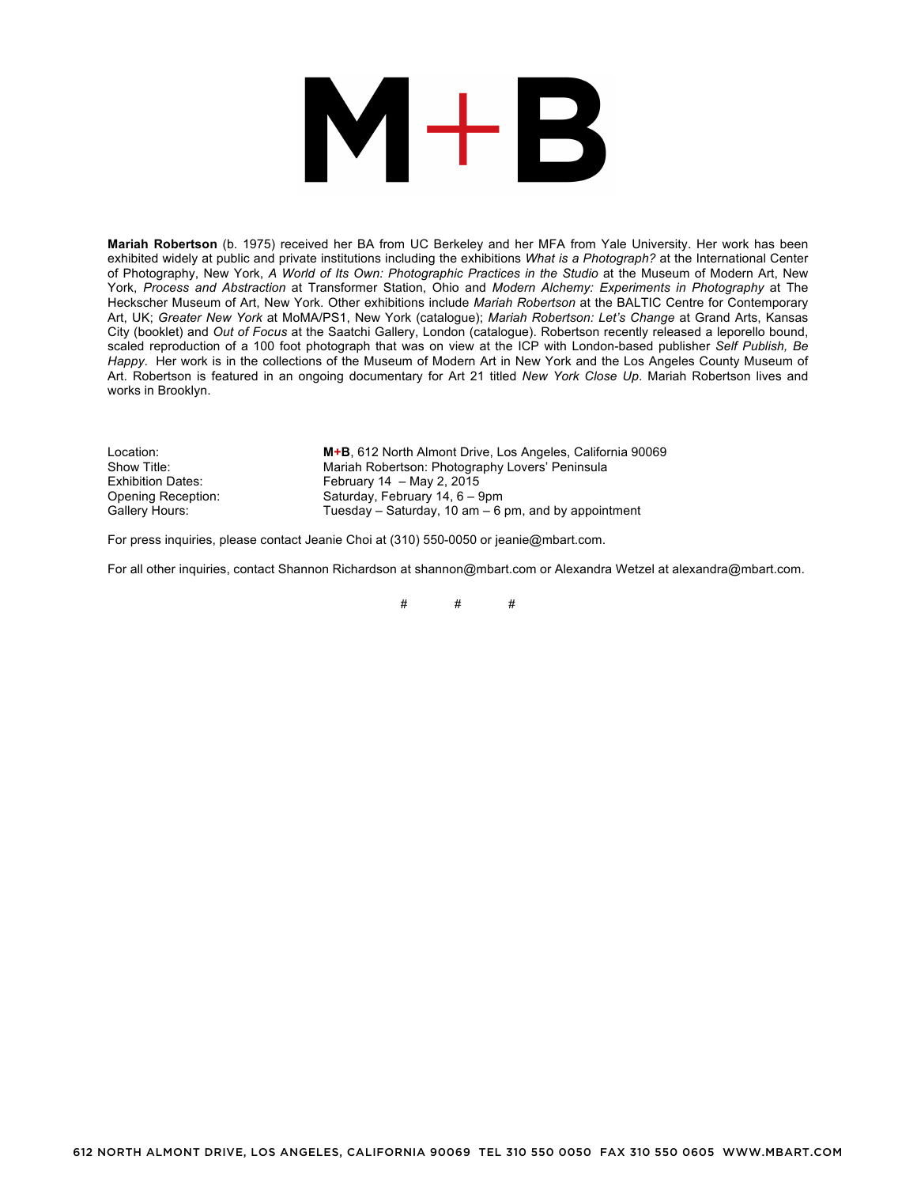# M+B

**Mariah Robertson** (b. 1975) received her BA from UC Berkeley and her MFA from Yale University. Her work has been exhibited widely at public and private institutions including the exhibitions *What is a Photograph?* at the International Center of Photography, New York, *A World of Its Own: Photographic Practices in the Studio* at the Museum of Modern Art, New York, *Process and Abstraction* at Transformer Station, Ohio and *Modern Alchemy: Experiments in Photography* at The Heckscher Museum of Art, New York. Other exhibitions include *Mariah Robertson* at the BALTIC Centre for Contemporary Art, UK; *Greater New York* at MoMA/PS1, New York (catalogue); *Mariah Robertson: Let's Change* at Grand Arts, Kansas City (booklet) and *Out of Focus* at the Saatchi Gallery, London (catalogue). Robertson recently released a leporello bound, scaled reproduction of a 100 foot photograph that was on view at the ICP with London-based publisher *Self Publish, Be Happy*. Her work is in the collections of the Museum of Modern Art in New York and the Los Angeles County Museum of Art. Robertson is featured in an ongoing documentary for Art 21 titled *New York Close Up*. Mariah Robertson lives and works in Brooklyn.

| | |
|---|---|
| Location: | **M+B**, 612 North Almont Drive, Los Angeles, California 90069 |
| Show Title: | Mariah Robertson: Photography Lovers' Peninsula |
| Exhibition Dates: | February 14 – May 2, 2015 |
| Opening Reception: | Saturday, February 14, 6 – 9pm |
| Gallery Hours: | Tuesday – Saturday, 10 am – 6 pm, and by appointment |

For press inquiries, please contact Jeanie Choi at (310) 550-0050 or jeanie@mbart.com.

For all other inquiries, contact Shannon Richardson at shannon@mbart.com or Alexandra Wetzel at alexandra@mbart.com.

#   #   #

612 NORTH ALMONT DRIVE, LOS ANGELES, CALIFORNIA 90069 TEL 310 550 0050 FAX 310 550 0605 WWW.MBART.COM